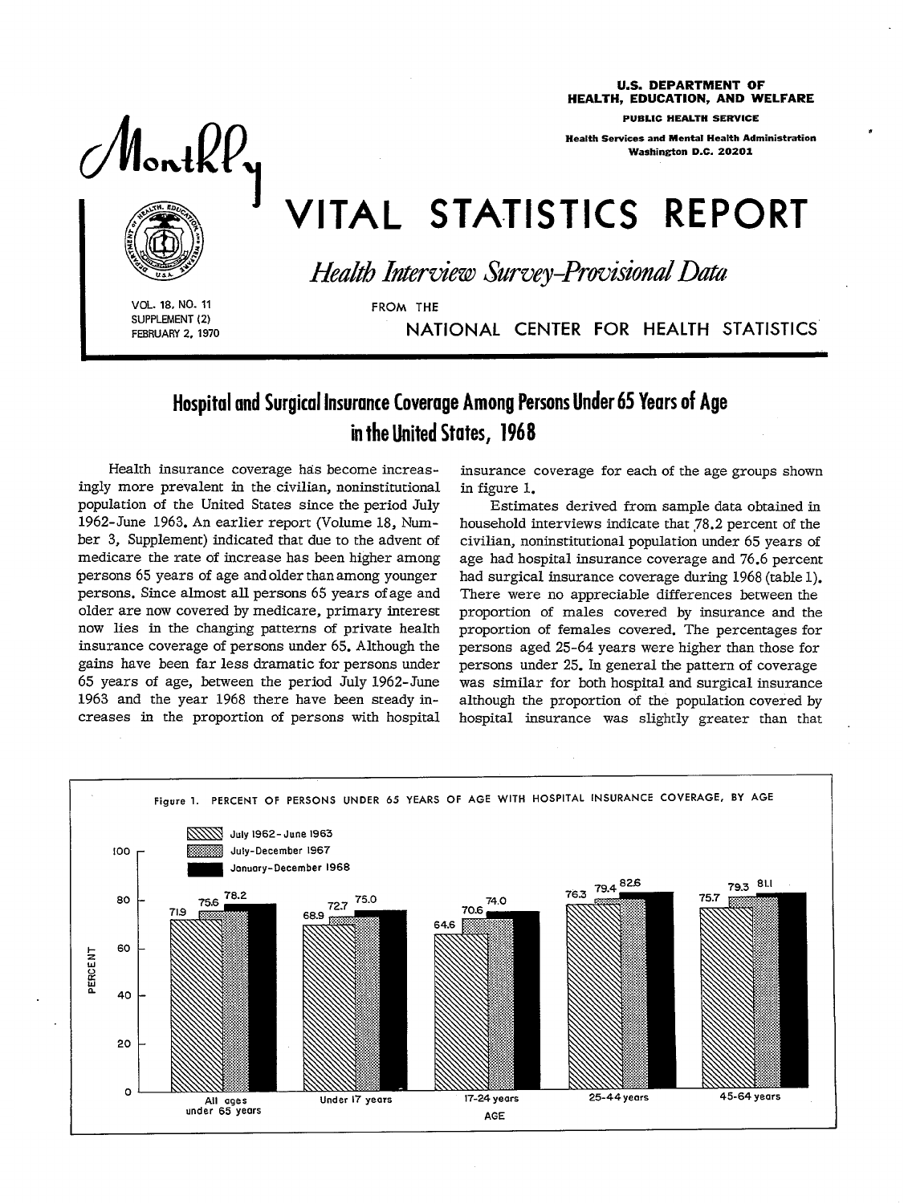U.S. DEPARTMENT OF HEALTH, EDUCATION, AND WELFARE

PUBLIC HEALTH SERVICE

Health Services and Mental Health Administration
Washington D.C. 20201

# Monthly VITAL STATISTICS REPORT

*Health Interview Survey-Provisional Data*

FROM THE NATIONAL CENTER FOR HEALTH STATISTICS

VOL. 18, NO. 11
SUPPLEMENT (2)
FEBRUARY 2, 1970

## Hospital and Surgical Insurance Coverage Among Persons Under 65 Years of Age in the United States, 1968

Health insurance coverage has become increasingly more prevalent in the civilian, noninstitutional population of the United States since the period July 1962-June 1963. An earlier report (Volume 18, Number 3, Supplement) indicated that due to the advent of medicare the rate of increase has been higher among persons 65 years of age and older than among younger persons. Since almost all persons 65 years of age and older are now covered by medicare, primary interest now lies in the changing patterns of private health insurance coverage of persons under 65. Although the gains have been far less dramatic for persons under 65 years of age, between the period July 1962-June 1963 and the year 1968 there have been steady increases in the proportion of persons with hospital insurance coverage for each of the age groups shown in figure 1.

Estimates derived from sample data obtained in household interviews indicate that 78.2 percent of the civilian, noninstitutional population under 65 years of age had hospital insurance coverage and 76.6 percent had surgical insurance coverage during 1968 (table 1). There were no appreciable differences between the proportion of males covered by insurance and the proportion of females covered. The percentages for persons aged 25-64 years were higher than those for persons under 25. In general the pattern of coverage was similar for both hospital and surgical insurance although the proportion of the population covered by hospital insurance was slightly greater than that

Figure 1. PERCENT OF PERSONS UNDER 65 YEARS OF AGE WITH HOSPITAL INSURANCE COVERAGE, BY AGE

| Age | July 1962-June 1963 | July-December 1967 | January-December 1968 |
|---|---|---|---|
| All ages under 65 years | 71.9 | 75.6 | 78.2 |
| Under 17 years | 68.9 | 72.7 | 75.0 |
| 17-24 years | 64.6 | 70.6 | 74.0 |
| 25-44 years | 76.3 | 79.4 | 82.6 |
| 45-64 years | 75.7 | 79.3 | 81.1 |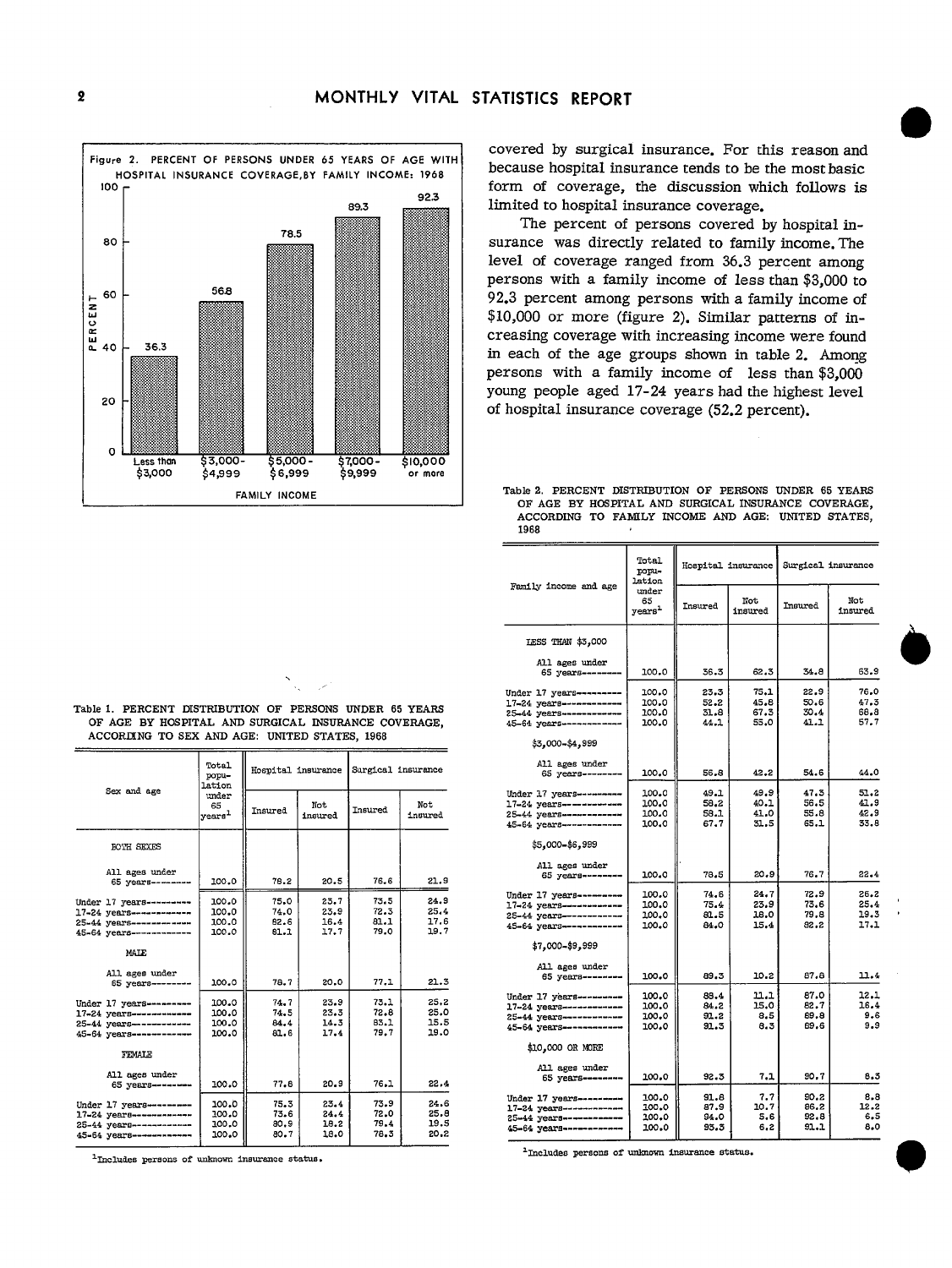Figure 2. PERCENT OF PERSONS UNDER 65 YEARS OF AGE WITH HOSPITAL INSURANCE COVERAGE, BY FAMILY INCOME: 1968

| Family income | Percent |
|---|---|
| Less than $3,000 | 36.3 |
| $3,000-$4,999 | 56.8 |
| $5,000-$6,999 | 78.5 |
| $7,000-$9,999 | 89.3 |
| $10,000 or more | 92.3 |

covered by surgical insurance. For this reason and because hospital insurance tends to be the most basic form of coverage, the discussion which follows is limited to hospital insurance coverage.

The percent of persons covered by hospital insurance was directly related to family income. The level of coverage ranged from 36.3 percent among persons with a family income of less than $3,000 to 92.3 percent among persons with a family income of $10,000 or more (figure 2). Similar patterns of increasing coverage with increasing income were found in each of the age groups shown in table 2. Among persons with a family income of less than $3,000 young people aged 17-24 years had the highest level of hospital insurance coverage (52.2 percent).

Table 1. PERCENT DISTRIBUTION OF PERSONS UNDER 65 YEARS OF AGE BY HOSPITAL AND SURGICAL INSURANCE COVERAGE, ACCORDING TO SEX AND AGE: UNITED STATES, 1968

| Sex and age | Total population under 65 years[1] | Hospital insurance | | Surgical insurance | |
|---|---|---|---|---|---|
| | | Insured | Not insured | Insured | Not insured |
| BOTH SEXES | | | | | |
| All ages under 65 years | 100.0 | 78.2 | 20.5 | 76.6 | 21.9 |
| Under 17 years | 100.0 | 75.0 | 23.7 | 73.5 | 24.9 |
| 17-24 years | 100.0 | 74.0 | 23.9 | 72.3 | 25.4 |
| 25-44 years | 100.0 | 82.6 | 16.4 | 81.1 | 17.6 |
| 45-64 years | 100.0 | 81.1 | 17.7 | 79.0 | 19.7 |
| MALE | | | | | |
| All ages under 65 years | 100.0 | 78.7 | 20.0 | 77.1 | 21.3 |
| Under 17 years | 100.0 | 74.7 | 23.9 | 73.1 | 25.2 |
| 17-24 years | 100.0 | 74.5 | 23.3 | 72.8 | 25.0 |
| 25-44 years | 100.0 | 84.4 | 14.3 | 83.1 | 15.5 |
| 45-64 years | 100.0 | 81.6 | 17.4 | 79.7 | 19.0 |
| FEMALE | | | | | |
| All ages under 65 years | 100.0 | 77.8 | 20.9 | 76.1 | 22.4 |
| Under 17 years | 100.0 | 75.3 | 23.4 | 73.9 | 24.6 |
| 17-24 years | 100.0 | 73.6 | 24.4 | 72.0 | 25.8 |
| 25-44 years | 100.0 | 80.9 | 18.2 | 79.4 | 19.5 |
| 45-64 years | 100.0 | 80.7 | 18.0 | 78.3 | 20.2 |

[1]Includes persons of unknown insurance status.

Table 2. PERCENT DISTRIBUTION OF PERSONS UNDER 65 YEARS OF AGE BY HOSPITAL AND SURGICAL INSURANCE COVERAGE, ACCORDING TO FAMILY INCOME AND AGE: UNITED STATES, 1968

| Family income and age | Total population under 65 years[1] | Hospital insurance | | Surgical insurance | |
|---|---|---|---|---|---|
| | | Insured | Not insured | Insured | Not insured |
| LESS THAN $3,000 | | | | | |
| All ages under 65 years | 100.0 | 36.3 | 62.3 | 34.8 | 63.9 |
| Under 17 years | 100.0 | 23.3 | 75.1 | 22.9 | 76.0 |
| 17-24 years | 100.0 | 52.2 | 45.8 | 50.6 | 47.3 |
| 25-44 years | 100.0 | 31.8 | 67.3 | 30.4 | 68.8 |
| 45-64 years | 100.0 | 44.1 | 55.0 | 41.1 | 57.7 |
| $3,000-$4,999 | | | | | |
| All ages under 65 years | 100.0 | 56.8 | 42.2 | 54.6 | 44.0 |
| Under 17 years | 100.0 | 49.1 | 49.9 | 47.3 | 51.2 |
| 17-24 years | 100.0 | 58.2 | 40.1 | 56.5 | 41.9 |
| 25-44 years | 100.0 | 58.1 | 41.0 | 55.8 | 42.9 |
| 45-64 years | 100.0 | 67.7 | 31.5 | 65.1 | 33.8 |
| $5,000-$6,999 | | | | | |
| All ages under 65 years | 100.0 | 78.5 | 20.9 | 76.7 | 22.4 |
| Under 17 years | 100.0 | 74.6 | 24.7 | 72.9 | 26.2 |
| 17-24 years | 100.0 | 75.4 | 23.9 | 73.6 | 25.4 |
| 25-44 years | 100.0 | 81.5 | 18.0 | 79.8 | 19.3 |
| 45-64 years | 100.0 | 84.0 | 15.4 | 82.2 | 17.1 |
| $7,000-$9,999 | | | | | |
| All ages under 65 years | 100.0 | 89.3 | 10.2 | 87.8 | 11.4 |
| Under 17 years | 100.0 | 88.4 | 11.1 | 87.0 | 12.1 |
| 17-24 years | 100.0 | 84.2 | 15.0 | 82.7 | 16.4 |
| 25-44 years | 100.0 | 91.2 | 8.5 | 89.8 | 9.6 |
| 45-64 years | 100.0 | 91.3 | 8.3 | 89.6 | 9.9 |
| $10,000 OR MORE | | | | | |
| All ages under 65 years | 100.0 | 92.3 | 7.1 | 90.7 | 8.3 |
| Under 17 years | 100.0 | 91.8 | 7.7 | 90.2 | 8.8 |
| 17-24 years | 100.0 | 87.9 | 10.7 | 86.2 | 12.2 |
| 25-44 years | 100.0 | 94.0 | 5.6 | 92.8 | 6.5 |
| 45-64 years | 100.0 | 93.3 | 6.2 | 91.1 | 8.0 |

[1]Includes persons of unknown insurance status.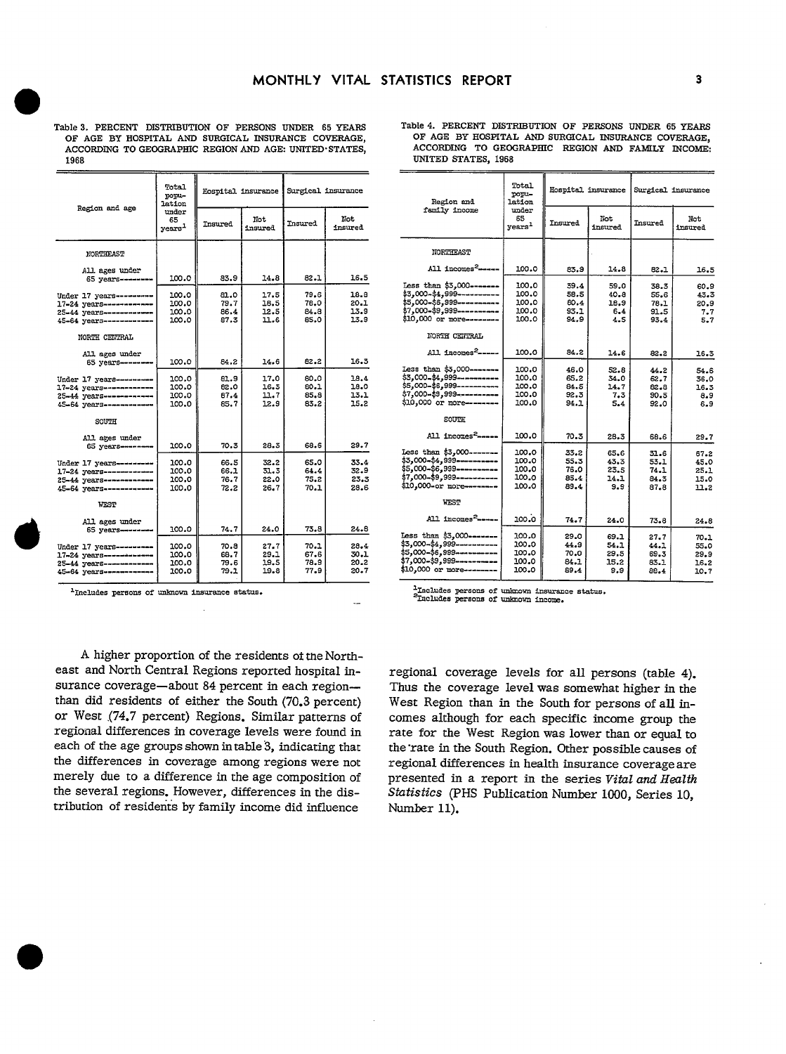Table 3. PERCENT DISTRIBUTION OF PERSONS UNDER 65 YEARS OF AGE BY HOSPITAL AND SURGICAL INSURANCE COVERAGE, ACCORDING TO GEOGRAPHIC REGION AND AGE: UNITED STATES, 1968

| Region and age | Total population under 65 years[1] | Hospital insurance | | Surgical insurance | |
|---|---|---|---|---|---|
| | | Insured | Not insured | Insured | Not insured |
| NORTHEAST | | | | | |
| All ages under 65 years | 100.0 | 83.9 | 14.8 | 82.1 | 16.5 |
| Under 17 years | 100.0 | 81.0 | 17.5 | 79.6 | 18.8 |
| 17-24 years | 100.0 | 79.7 | 18.5 | 78.0 | 20.1 |
| 25-44 years | 100.0 | 86.4 | 12.5 | 84.8 | 13.9 |
| 45-64 years | 100.0 | 87.3 | 11.6 | 85.0 | 13.9 |
| NORTH CENTRAL | | | | | |
| All ages under 65 years | 100.0 | 84.2 | 14.6 | 82.2 | 16.3 |
| Under 17 years | 100.0 | 81.9 | 17.0 | 80.0 | 18.4 |
| 17-24 years | 100.0 | 82.0 | 16.3 | 80.1 | 18.0 |
| 25-44 years | 100.0 | 87.4 | 11.7 | 85.8 | 13.1 |
| 45-64 years | 100.0 | 85.7 | 12.9 | 83.2 | 15.2 |
| SOUTH | | | | | |
| All ages under 65 years | 100.0 | 70.3 | 28.3 | 68.6 | 29.7 |
| Under 17 years | 100.0 | 66.5 | 32.2 | 65.0 | 33.4 |
| 17-24 years | 100.0 | 66.1 | 31.3 | 64.4 | 32.9 |
| 25-44 years | 100.0 | 76.7 | 22.0 | 75.2 | 23.3 |
| 45-64 years | 100.0 | 72.2 | 26.7 | 70.1 | 28.6 |
| WEST | | | | | |
| All ages under 65 years | 100.0 | 74.7 | 24.0 | 73.8 | 24.8 |
| Under 17 years | 100.0 | 70.8 | 27.7 | 70.1 | 28.4 |
| 17-24 years | 100.0 | 68.7 | 29.1 | 67.6 | 30.1 |
| 25-44 years | 100.0 | 79.6 | 19.5 | 78.9 | 20.2 |
| 45-64 years | 100.0 | 79.1 | 19.8 | 77.9 | 20.7 |

[1]Includes persons of unknown insurance status.

Table 4. PERCENT DISTRIBUTION OF PERSONS UNDER 65 YEARS OF AGE BY HOSPITAL AND SURGICAL INSURANCE COVERAGE, ACCORDING TO GEOGRAPHIC REGION AND FAMILY INCOME: UNITED STATES, 1968

| Region and family income | Total population under 65 years[1] | Hospital insurance | | Surgical insurance | |
|---|---|---|---|---|---|
| | | Insured | Not insured | Insured | Not insured |
| NORTHEAST | | | | | |
| All incomes[2] | 100.0 | 83.9 | 14.8 | 82.1 | 16.5 |
| Less than $3,000 | 100.0 | 39.4 | 59.0 | 38.3 | 60.9 |
| $3,000-$4,999 | 100.0 | 58.5 | 40.8 | 55.6 | 43.3 |
| $5,000-$6,999 | 100.0 | 80.4 | 18.9 | 78.1 | 20.9 |
| $7,000-$9,999 | 100.0 | 93.1 | 6.4 | 91.5 | 7.7 |
| $10,000 or more | 100.0 | 94.9 | 4.5 | 93.4 | 5.7 |
| NORTH CENTRAL | | | | | |
| All incomes[2] | 100.0 | 84.2 | 14.6 | 82.2 | 16.3 |
| Less than $3,000 | 100.0 | 46.0 | 52.8 | 44.2 | 54.6 |
| $3,000-$4,999 | 100.0 | 65.2 | 34.0 | 62.7 | 36.0 |
| $5,000-$6,999 | 100.0 | 84.5 | 14.7 | 82.8 | 16.3 |
| $7,000-$9,999 | 100.0 | 92.3 | 7.3 | 90.5 | 8.9 |
| $10,000 or more | 100.0 | 94.1 | 5.4 | 92.0 | 6.9 |
| SOUTH | | | | | |
| All incomes[2] | 100.0 | 70.3 | 28.3 | 68.6 | 29.7 |
| Less than $3,000 | 100.0 | 33.2 | 65.6 | 31.6 | 67.2 |
| $3,000-$4,999 | 100.0 | 55.3 | 43.3 | 53.1 | 45.0 |
| $5,000-$6,999 | 100.0 | 76.0 | 23.5 | 74.1 | 25.1 |
| $7,000-$9,999 | 100.0 | 85.4 | 14.1 | 84.3 | 15.0 |
| $10,000 or more | 100.0 | 89.4 | 9.9 | 87.8 | 11.2 |
| WEST | | | | | |
| All incomes[2] | 100.0 | 74.7 | 24.0 | 73.8 | 24.8 |
| Less than $3,000 | 100.0 | 29.0 | 69.1 | 27.7 | 70.1 |
| $3,000-$4,999 | 100.0 | 44.9 | 54.1 | 44.1 | 55.0 |
| $5,000-$6,999 | 100.0 | 70.0 | 29.5 | 69.3 | 29.9 |
| $7,000-$9,999 | 100.0 | 84.1 | 15.2 | 83.1 | 16.2 |
| $10,000 or more | 100.0 | 89.4 | 9.9 | 88.4 | 10.7 |

[1]Includes persons of unknown insurance status.
[2]Includes persons of unknown income.

A higher proportion of the residents of the Northeast and North Central Regions reported hospital insurance coverage—about 84 percent in each region—than did residents of either the South (70.3 percent) or West (74.7 percent) Regions. Similar patterns of regional differences in coverage levels were found in each of the age groups shown in table 3, indicating that the differences in coverage among regions were not merely due to a difference in the age composition of the several regions. However, differences in the distribution of residents by family income did influence regional coverage levels for all persons (table 4). Thus the coverage level was somewhat higher in the West Region than in the South for persons of all incomes although for each specific income group the rate for the West Region was lower than or equal to the rate in the South Region. Other possible causes of regional differences in health insurance coverage are presented in a report in the series *Vital and Health Statistics* (PHS Publication Number 1000, Series 10, Number 11).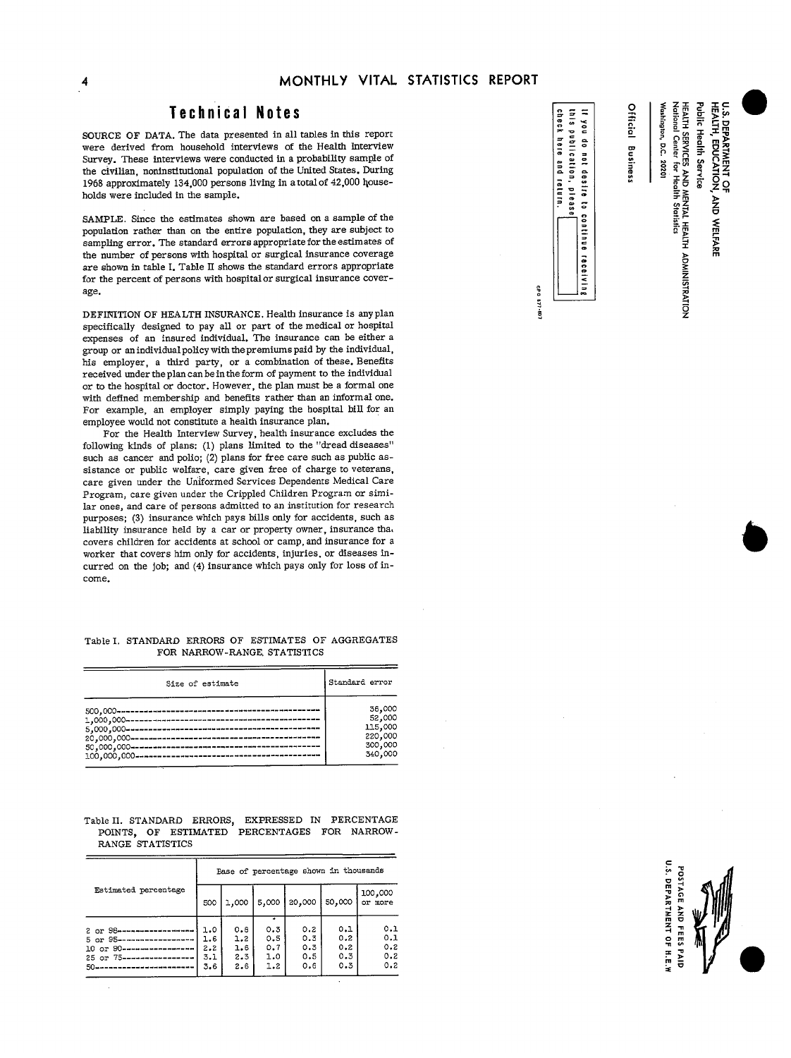# Technical Notes

SOURCE OF DATA. The data presented in all tables in this report were derived from household interviews of the Health Interview Survey. These interviews were conducted in a probability sample of the civilian, noninstitutional population of the United States. During 1968 approximately 134,000 persons living in a total of 42,000 households were included in the sample.

SAMPLE. Since the estimates shown are based on a sample of the population rather than on the entire population, they are subject to sampling error. The standard errors appropriate for the estimates of the number of persons with hospital or surgical insurance coverage are shown in table I. Table II shows the standard errors appropriate for the percent of persons with hospital or surgical insurance coverage.

DEFINITION OF HEALTH INSURANCE. Health insurance is any plan specifically designed to pay all or part of the medical or hospital expenses of an insured individual. The insurance can be either a group or an individual policy with the premiums paid by the individual, his employer, a third party, or a combination of these. Benefits received under the plan can be in the form of payment to the individual or to the hospital or doctor. However, the plan must be a formal one with defined membership and benefits rather than an informal one. For example, an employer simply paying the hospital bill for an employee would not constitute a health insurance plan.

For the Health Interview Survey, health insurance excludes the following kinds of plans: (1) plans limited to the "dread diseases" such as cancer and polio; (2) plans for free care such as public assistance or public welfare, care given free of charge to veterans, care given under the Uniformed Services Dependents Medical Care Program, care given under the Crippled Children Program or similar ones, and care of persons admitted to an institution for research purposes; (3) insurance which pays bills only for accidents, such as liability insurance held by a car or property owner, insurance that covers children for accidents at school or camp, and insurance for a worker that covers him only for accidents, injuries, or diseases incurred on the job; and (4) insurance which pays only for loss of income.

Table I. STANDARD ERRORS OF ESTIMATES OF AGGREGATES FOR NARROW-RANGE STATISTICS

| Size of estimate | Standard error |
|---|---|
| 500,000 | 36,000 |
| 1,000,000 | 52,000 |
| 5,000,000 | 115,000 |
| 20,000,000 | 220,000 |
| 50,000,000 | 300,000 |
| 100,000,000 | 340,000 |

Table II. STANDARD ERRORS, EXPRESSED IN PERCENTAGE POINTS, OF ESTIMATED PERCENTAGES FOR NARROW-RANGE STATISTICS

| Estimated percentage | Base of percentage shown in thousands | | | | | |
|---|---|---|---|---|---|---|
| | 500 | 1,000 | 5,000 | 20,000 | 50,000 | 100,000 or more |
| 2 or 98 | 1.0 | 0.8 | 0.3 | 0.2 | 0.1 | 0.1 |
| 5 or 95 | 1.6 | 1.2 | 0.5 | 0.3 | 0.2 | 0.1 |
| 10 or 90 | 2.2 | 1.6 | 0.7 | 0.3 | 0.2 | 0.2 |
| 25 or 75 | 3.1 | 2.3 | 1.0 | 0.5 | 0.3 | 0.2 |
| 50 | 3.6 | 2.6 | 1.2 | 0.6 | 0.3 | 0.2 |

U.S. DEPARTMENT OF HEALTH, EDUCATION, AND WELFARE
Public Health Service
HEALTH SERVICES AND MENTAL HEALTH ADMINISTRATION
National Center for Health Statistics
Washington, D.C. 20201

Official Business

If you do not desire to continue receiving this publication, please check here and return.

GPO 877-487

POSTAGE AND FEES PAID
U.S. DEPARTMENT OF H.E.W.